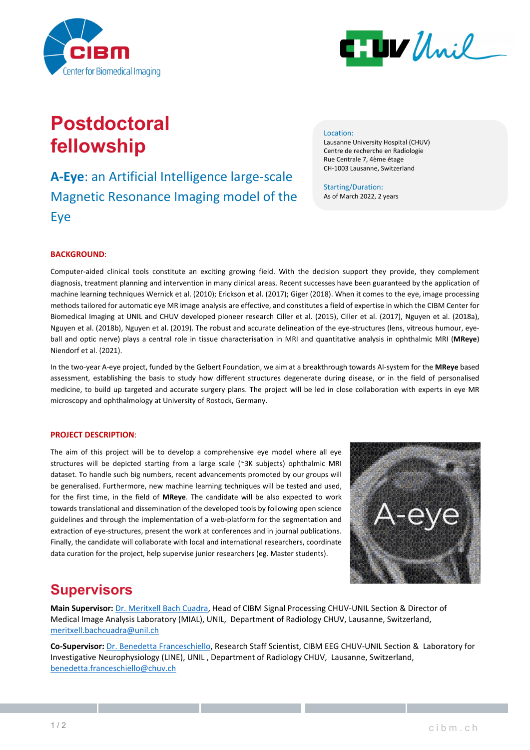# Postdoctoral fellowship

## **A-Eye**: an Artificial Intelligence large-scale Magnetic Resonance Imaging model of the Eye

Location:
Lausanne University Hospital (CHUV)
Centre de recherche en Radiologie
Rue Centrale 7, 4ème étage
CH-1003 Lausanne, Switzerland

Starting/Duration:
As of March 2022, 2 years

**BACKGROUND**:

Computer-aided clinical tools constitute an exciting growing field. With the decision support they provide, they complement diagnosis, treatment planning and intervention in many clinical areas. Recent successes have been guaranteed by the application of machine learning techniques Wernick et al. (2010); Erickson et al. (2017); Giger (2018). When it comes to the eye, image processing methods tailored for automatic eye MR image analysis are effective, and constitutes a field of expertise in which the CIBM Center for Biomedical Imaging at UNIL and CHUV developed pioneer research Ciller et al. (2015), Ciller et al. (2017), Nguyen et al. (2018a), Nguyen et al. (2018b), Nguyen et al. (2019). The robust and accurate delineation of the eye-structures (lens, vitreous humour, eye-ball and optic nerve) plays a central role in tissue characterisation in MRI and quantitative analysis in ophthalmic MRI (**MReye**) Niendorf et al. (2021).

In the two-year A-eye project, funded by the Gelbert Foundation, we aim at a breakthrough towards AI-system for the **MReye** based assessment, establishing the basis to study how different structures degenerate during disease, or in the field of personalised medicine, to build up targeted and accurate surgery plans. The project will be led in close collaboration with experts in eye MR microscopy and ophthalmology at University of Rostock, Germany.

**PROJECT DESCRIPTION**:

The aim of this project will be to develop a comprehensive eye model where all eye structures will be depicted starting from a large scale (~3K subjects) ophthalmic MRI dataset. To handle such big numbers, recent advancements promoted by our groups will be generalised. Furthermore, new machine learning techniques will be tested and used, for the first time, in the field of **MReye**. The candidate will be also expected to work towards translational and dissemination of the developed tools by following open science guidelines and through the implementation of a web-platform for the segmentation and extraction of eye-structures, present the work at conferences and in journal publications. Finally, the candidate will collaborate with local and international researchers, coordinate data curation for the project, help supervise junior researchers (eg. Master students).

# Supervisors

**Main Supervisor:** Dr. Meritxell Bach Cuadra, Head of CIBM Signal Processing CHUV-UNIL Section & Director of Medical Image Analysis Laboratory (MIAL), UNIL, Department of Radiology CHUV, Lausanne, Switzerland, meritxell.bachcuadra@unil.ch

**Co-Supervisor:** Dr. Benedetta Franceschiello, Research Staff Scientist, CIBM EEG CHUV-UNIL Section & Laboratory for Investigative Neurophysiology (LINE), UNIL , Department of Radiology CHUV, Lausanne, Switzerland, benedetta.franceschiello@chuv.ch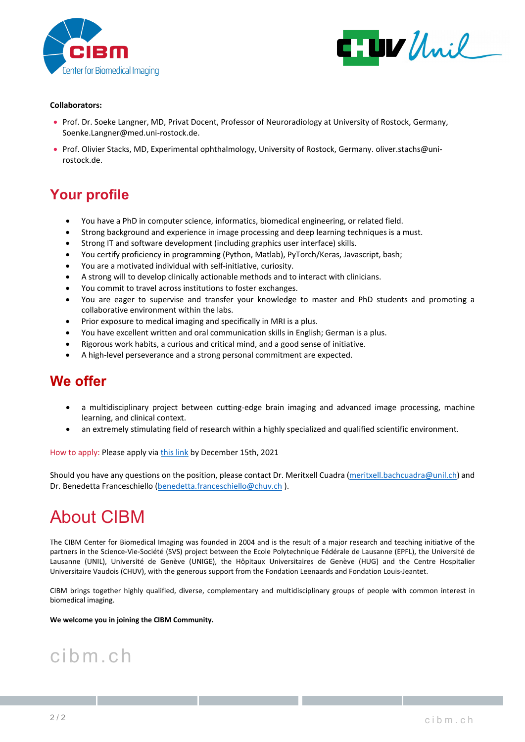**Collaborators:**

- Prof. Dr. Soeke Langner, MD, Privat Docent, Professor of Neuroradiology at University of Rostock, Germany, Soenke.Langner@med.uni-rostock.de.
- Prof. Olivier Stacks, MD, Experimental ophthalmology, University of Rostock, Germany. oliver.stachs@uni-rostock.de.

## Your profile

- You have a PhD in computer science, informatics, biomedical engineering, or related field.
- Strong background and experience in image processing and deep learning techniques is a must.
- Strong IT and software development (including graphics user interface) skills.
- You certify proficiency in programming (Python, Matlab), PyTorch/Keras, Javascript, bash;
- You are a motivated individual with self-initiative, curiosity.
- A strong will to develop clinically actionable methods and to interact with clinicians.
- You commit to travel across institutions to foster exchanges.
- You are eager to supervise and transfer your knowledge to master and PhD students and promoting a collaborative environment within the labs.
- Prior exposure to medical imaging and specifically in MRI is a plus.
- You have excellent written and oral communication skills in English; German is a plus.
- Rigorous work habits, a curious and critical mind, and a good sense of initiative.
- A high-level perseverance and a strong personal commitment are expected.

## We offer

- a multidisciplinary project between cutting-edge brain imaging and advanced image processing, machine learning, and clinical context.
- an extremely stimulating field of research within a highly specialized and qualified scientific environment.

How to apply: Please apply via this link by December 15th, 2021

Should you have any questions on the position, please contact Dr. Meritxell Cuadra (meritxell.bachcuadra@unil.ch) and Dr. Benedetta Franceschiello (benedetta.franceschiello@chuv.ch ).

# About CIBM

The CIBM Center for Biomedical Imaging was founded in 2004 and is the result of a major research and teaching initiative of the partners in the Science-Vie-Société (SVS) project between the Ecole Polytechnique Fédérale de Lausanne (EPFL), the Université de Lausanne (UNIL), Université de Genève (UNIGE), the Hôpitaux Universitaires de Genève (HUG) and the Centre Hospitalier Universitaire Vaudois (CHUV), with the generous support from the Fondation Leenaards and Fondation Louis-Jeantet.

CIBM brings together highly qualified, diverse, complementary and multidisciplinary groups of people with common interest in biomedical imaging.

**We welcome you in joining the CIBM Community.**

cibm.ch